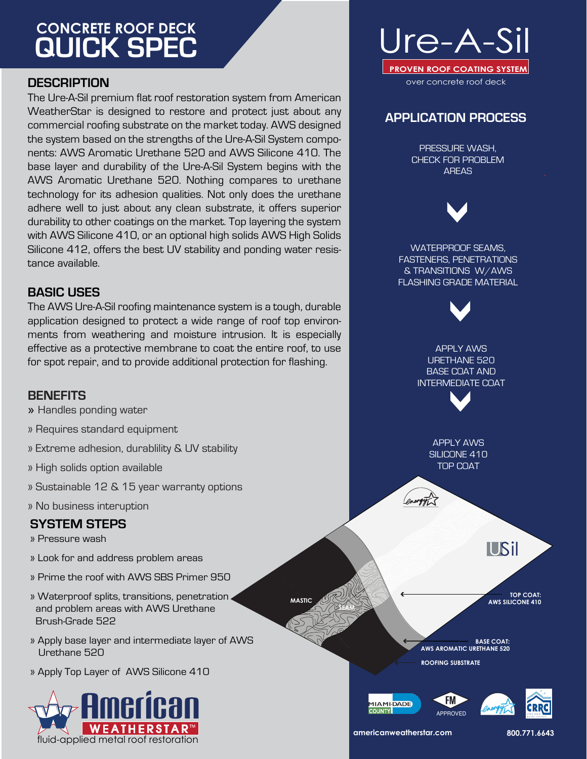# CONCRETE ROOF DECK QUICK SPEC

## DESCRIPTION

The Ure-A-Sil premium flat roof restoration system from American WeatherStar is designed to restore and protect just about any commercial roofing substrate on the market today. AWS designed the system based on the strengths of the Ure-A-Sil System components: AWS Aromatic Urethane 520 and AWS Silicone 410. The base layer and durability of the Ure-A-Sil System begins with the AWS Aromatic Urethane 520. Nothing compares to urethane technology for its adhesion qualities. Not only does the urethane adhere well to just about any clean substrate, it offers superior durability to other coatings on the market. Top layering the system with AWS Silicone 410, or an optional high solids AWS High Solids Silicone 412, offers the best UV stability and ponding water resistance available.

## BASIC USES

The AWS Ure-A-Sil roofing maintenance system is a tough, durable application designed to protect a wide range of roof top environments from weathering and moisture intrusion. It is especially effective as a protective membrane to coat the entire roof, to use for spot repair, and to provide additional protection for flashing.

## BENEFITS

» Handles ponding water

» Requires standard equipment

» Extreme adhesion, durablility & UV stability

» High solids option available

» Sustainable 12 & 15 year warranty options

» No business interuption

## SYSTEM STEPS

» Pressure wash

» Look for and address problem areas

» Prime the roof with AWS SBS Primer 950

» Waterproof splits, transitions, penetration and problem areas with AWS Urethane Brush-Grade 522

» Apply base layer and intermediate layer of AWS Urethane 520

» Apply Top Layer of AWS Silicone 410

American WEATHERSTAR™
fluid-applied metal roof restoration

# Ure-A-Sil

**PROVEN ROOF COATING SYSTEM**

over concrete roof deck

## APPLICATION PROCESS

PRESSURE WASH, CHECK FOR PROBLEM AREAS

WATERPROOF SEAMS, FASTENERS, PENETRATIONS & TRANSITIONS W/AWS FLASHING GRADE MATERIAL

APPLY AWS URETHANE 520 BASE COAT AND INTERMEDIATE COAT

APPLY AWS SILICONE 410 TOP COAT

MASTIC

SEAM

USil

TOP COAT: AWS SILICONE 410

BASE COAT: AWS AROMATIC URETHANE 520

ROOFING SUBSTRATE

MIAMI-DADE COUNTY

FM APPROVED

CRRC

americanweatherstar.com

800.771.6643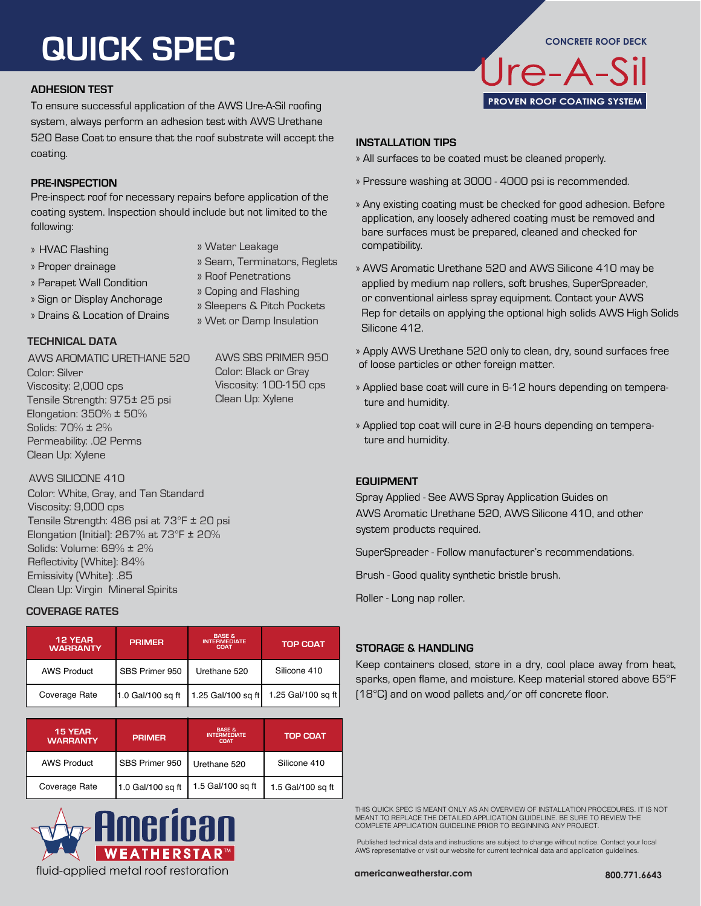# QUICK SPEC

CONCRETE ROOF DECK

Ure-A-Sil

PROVEN ROOF COATING SYSTEM

## ADHESION TEST

To ensure successful application of the AWS Ure-A-Sil roofing system, always perform an adhesion test with AWS Urethane 520 Base Coat to ensure that the roof substrate will accept the coating.

## PRE-INSPECTION

Pre-inspect roof for necessary repairs before application of the coating system. Inspection should include but not limited to the following:

- HVAC Flashing
- Proper drainage
- Parapet Wall Condition
- Sign or Display Anchorage
- Drains & Location of Drains
- Water Leakage
- Seam, Terminators, Reglets
- Roof Penetrations
- Coping and Flashing
- Sleepers & Pitch Pockets
- Wet or Damp Insulation

## TECHNICAL DATA

AWS AROMATIC URETHANE 520
Color: Silver
Viscosity: 2,000 cps
Tensile Strength: 975± 25 psi
Elongation: 350% ± 50%
Solids: 70% ± 2%
Permeability: .02 Perms
Clean Up: Xylene

AWS SBS PRIMER 950
Color: Black or Gray
Viscosity: 100-150 cps
Clean Up: Xylene

AWS SILICONE 410
Color: White, Gray, and Tan Standard
Viscosity: 9,000 cps
Tensile Strength: 486 psi at 73°F ± 20 psi
Elongation (Initial): 267% at 73°F ± 20%
Solids: Volume: 69% ± 2%
Reflectivity (White): 84%
Emissivity (White): .85
Clean Up: Virgin Mineral Spirits

## COVERAGE RATES

| 12 YEAR WARRANTY | PRIMER | BASE & INTERMEDIATE COAT | TOP COAT |
|---|---|---|---|
| AWS Product | SBS Primer 950 | Urethane 520 | Silicone 410 |
| Coverage Rate | 1.0 Gal/100 sq ft | 1.25 Gal/100 sq ft | 1.25 Gal/100 sq ft |

| 15 YEAR WARRANTY | PRIMER | BASE & INTERMEDIATE COAT | TOP COAT |
|---|---|---|---|
| AWS Product | SBS Primer 950 | Urethane 520 | Silicone 410 |
| Coverage Rate | 1.0 Gal/100 sq ft | 1.5 Gal/100 sq ft | 1.5 Gal/100 sq ft |

## INSTALLATION TIPS

- All surfaces to be coated must be cleaned properly.
- Pressure washing at 3000 - 4000 psi is recommended.
- Any existing coating must be checked for good adhesion. Before application, any loosely adhered coating must be removed and bare surfaces must be prepared, cleaned and checked for compatibility.
- AWS Aromatic Urethane 520 and AWS Silicone 410 may be applied by medium nap rollers, soft brushes, SuperSpreader, or conventional airless spray equipment. Contact your AWS Rep for details on applying the optional high solids AWS High Solids Silicone 412.
- Apply AWS Urethane 520 only to clean, dry, sound surfaces free of loose particles or other foreign matter.
- Applied base coat will cure in 6-12 hours depending on temperature and humidity.
- Applied top coat will cure in 2-8 hours depending on temperature and humidity.

## EQUIPMENT

Spray Applied - See AWS Spray Application Guides on AWS Aromatic Urethane 520, AWS Silicone 410, and other system products required.

SuperSpreader - Follow manufacturer's recommendations.

Brush - Good quality synthetic bristle brush.

Roller - Long nap roller.

## STORAGE & HANDLING

Keep containers closed, store in a dry, cool place away from heat, sparks, open flame, and moisture. Keep material stored above 65°F (18°C) and on wood pallets and/or off concrete floor.

THIS QUICK SPEC IS MEANT ONLY AS AN OVERVIEW OF INSTALLATION PROCEDURES. IT IS NOT MEANT TO REPLACE THE DETAILED APPLICATION GUIDELINE. BE SURE TO REVIEW THE COMPLETE APPLICATION GUIDELINE PRIOR TO BEGINNING ANY PROJECT.

Published technical data and instructions are subject to change without notice. Contact your local AWS representative or visit our website for current technical data and application guidelines.

American WEATHERSTAR™
fluid-applied metal roof restoration

americanweatherstar.com

800.771.6643